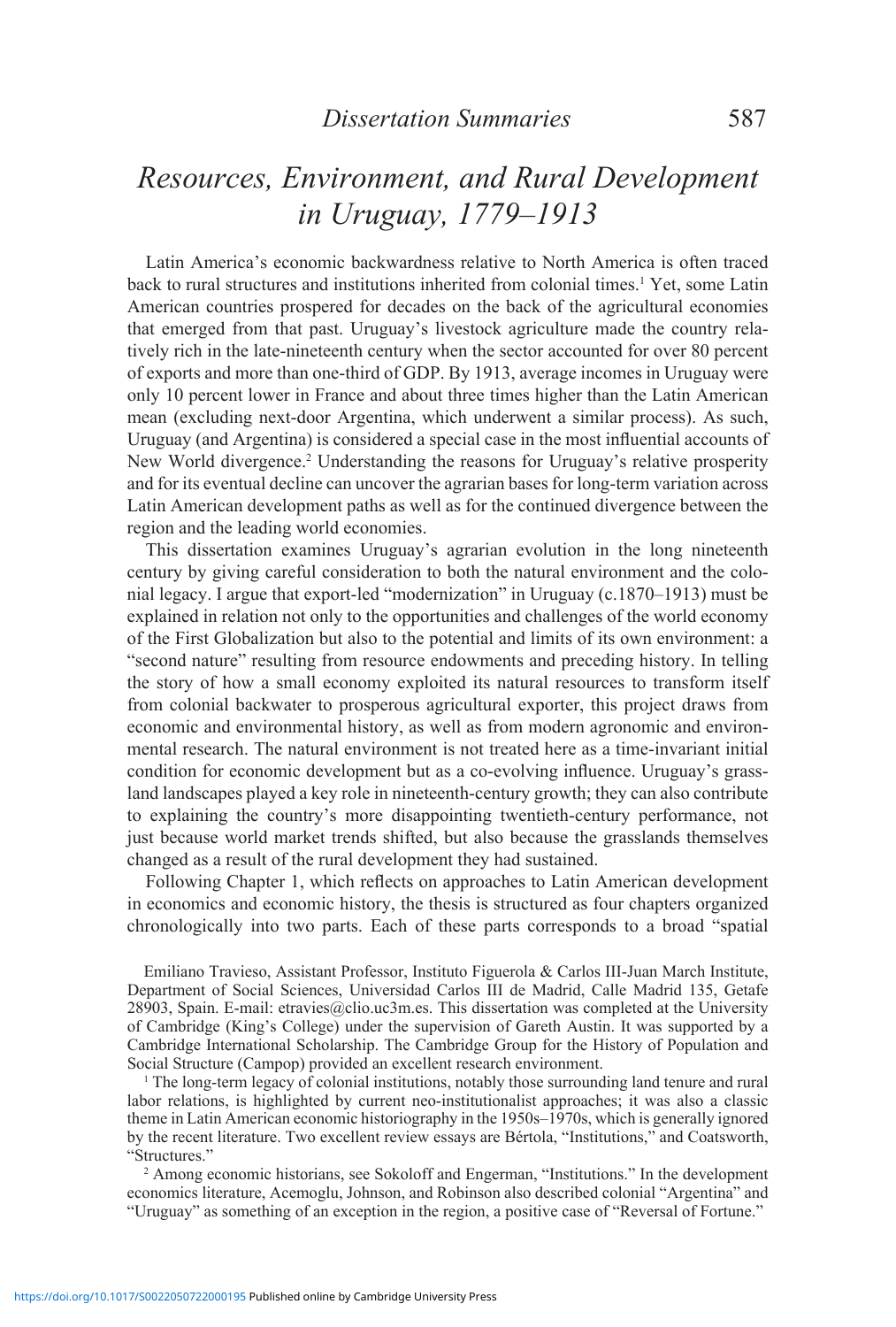# Resources, Environment, and Rural Development in Uruguay, 1779–1913

Latin America's economic backwardness relative to North America is often traced back to rural structures and institutions inherited from colonial times.[1] Yet, some Latin American countries prospered for decades on the back of the agricultural economies that emerged from that past. Uruguay's livestock agriculture made the country relatively rich in the late-nineteenth century when the sector accounted for over 80 percent of exports and more than one-third of GDP. By 1913, average incomes in Uruguay were only 10 percent lower in France and about three times higher than the Latin American mean (excluding next-door Argentina, which underwent a similar process). As such, Uruguay (and Argentina) is considered a special case in the most influential accounts of New World divergence.[2] Understanding the reasons for Uruguay's relative prosperity and for its eventual decline can uncover the agrarian bases for long-term variation across Latin American development paths as well as for the continued divergence between the region and the leading world economies.

This dissertation examines Uruguay's agrarian evolution in the long nineteenth century by giving careful consideration to both the natural environment and the colonial legacy. I argue that export-led "modernization" in Uruguay (c.1870–1913) must be explained in relation not only to the opportunities and challenges of the world economy of the First Globalization but also to the potential and limits of its own environment: a "second nature" resulting from resource endowments and preceding history. In telling the story of how a small economy exploited its natural resources to transform itself from colonial backwater to prosperous agricultural exporter, this project draws from economic and environmental history, as well as from modern agronomic and environmental research. The natural environment is not treated here as a time-invariant initial condition for economic development but as a co-evolving influence. Uruguay's grassland landscapes played a key role in nineteenth-century growth; they can also contribute to explaining the country's more disappointing twentieth-century performance, not just because world market trends shifted, but also because the grasslands themselves changed as a result of the rural development they had sustained.

Following Chapter 1, which reflects on approaches to Latin American development in economics and economic history, the thesis is structured as four chapters organized chronologically into two parts. Each of these parts corresponds to a broad "spatial

Emiliano Travieso, Assistant Professor, Instituto Figuerola & Carlos III-Juan March Institute, Department of Social Sciences, Universidad Carlos III de Madrid, Calle Madrid 135, Getafe 28903, Spain. E-mail: etravies@clio.uc3m.es. This dissertation was completed at the University of Cambridge (King's College) under the supervision of Gareth Austin. It was supported by a Cambridge International Scholarship. The Cambridge Group for the History of Population and Social Structure (Campop) provided an excellent research environment.

[1] The long-term legacy of colonial institutions, notably those surrounding land tenure and rural labor relations, is highlighted by current neo-institutionalist approaches; it was also a classic theme in Latin American economic historiography in the 1950s–1970s, which is generally ignored by the recent literature. Two excellent review essays are Bértola, "Institutions," and Coatsworth, "Structures."

[2] Among economic historians, see Sokoloff and Engerman, "Institutions." In the development economics literature, Acemoglu, Johnson, and Robinson also described colonial "Argentina" and "Uruguay" as something of an exception in the region, a positive case of "Reversal of Fortune."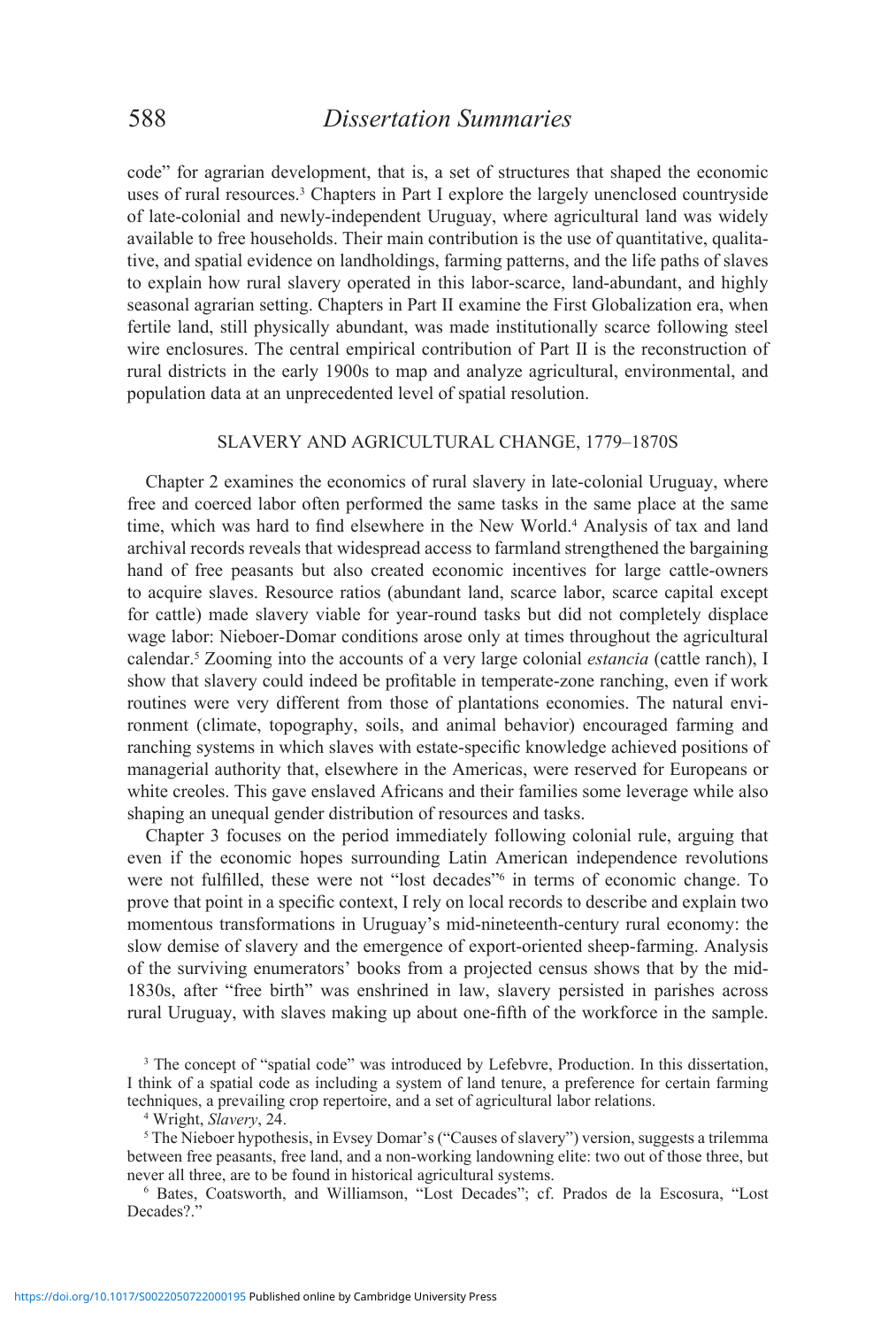code" for agrarian development, that is, a set of structures that shaped the economic uses of rural resources.[3] Chapters in Part I explore the largely unenclosed countryside of late-colonial and newly-independent Uruguay, where agricultural land was widely available to free households. Their main contribution is the use of quantitative, qualitative, and spatial evidence on landholdings, farming patterns, and the life paths of slaves to explain how rural slavery operated in this labor-scarce, land-abundant, and highly seasonal agrarian setting. Chapters in Part II examine the First Globalization era, when fertile land, still physically abundant, was made institutionally scarce following steel wire enclosures. The central empirical contribution of Part II is the reconstruction of rural districts in the early 1900s to map and analyze agricultural, environmental, and population data at an unprecedented level of spatial resolution.

## SLAVERY AND AGRICULTURAL CHANGE, 1779–1870S

Chapter 2 examines the economics of rural slavery in late-colonial Uruguay, where free and coerced labor often performed the same tasks in the same place at the same time, which was hard to find elsewhere in the New World.[4] Analysis of tax and land archival records reveals that widespread access to farmland strengthened the bargaining hand of free peasants but also created economic incentives for large cattle-owners to acquire slaves. Resource ratios (abundant land, scarce labor, scarce capital except for cattle) made slavery viable for year-round tasks but did not completely displace wage labor: Nieboer-Domar conditions arose only at times throughout the agricultural calendar.[5] Zooming into the accounts of a very large colonial *estancia* (cattle ranch), I show that slavery could indeed be profitable in temperate-zone ranching, even if work routines were very different from those of plantations economies. The natural environment (climate, topography, soils, and animal behavior) encouraged farming and ranching systems in which slaves with estate-specific knowledge achieved positions of managerial authority that, elsewhere in the Americas, were reserved for Europeans or white creoles. This gave enslaved Africans and their families some leverage while also shaping an unequal gender distribution of resources and tasks.

Chapter 3 focuses on the period immediately following colonial rule, arguing that even if the economic hopes surrounding Latin American independence revolutions were not fulfilled, these were not "lost decades"[6] in terms of economic change. To prove that point in a specific context, I rely on local records to describe and explain two momentous transformations in Uruguay's mid-nineteenth-century rural economy: the slow demise of slavery and the emergence of export-oriented sheep-farming. Analysis of the surviving enumerators' books from a projected census shows that by the mid-1830s, after "free birth" was enshrined in law, slavery persisted in parishes across rural Uruguay, with slaves making up about one-fifth of the workforce in the sample.

[3] The concept of "spatial code" was introduced by Lefebvre, Production. In this dissertation, I think of a spatial code as including a system of land tenure, a preference for certain farming techniques, a prevailing crop repertoire, and a set of agricultural labor relations.

[4] Wright, *Slavery*, 24.

[5] The Nieboer hypothesis, in Evsey Domar's ("Causes of slavery") version, suggests a trilemma between free peasants, free land, and a non-working landowning elite: two out of those three, but never all three, are to be found in historical agricultural systems.

[6] Bates, Coatsworth, and Williamson, "Lost Decades"; cf. Prados de la Escosura, "Lost Decades?."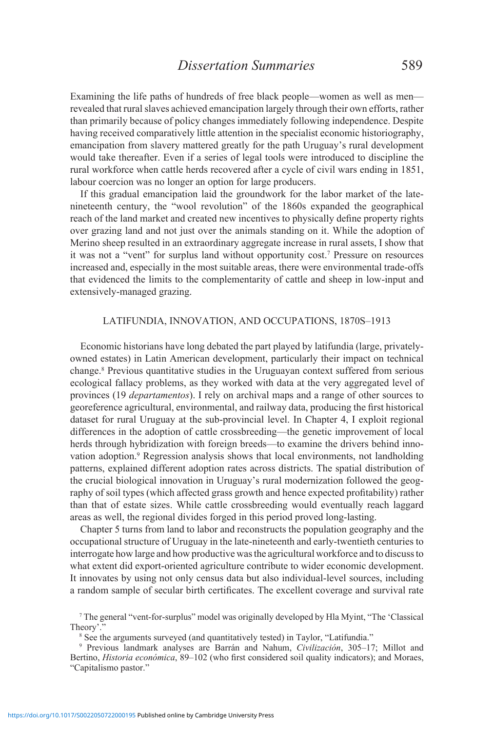Examining the life paths of hundreds of free black people—women as well as men—revealed that rural slaves achieved emancipation largely through their own efforts, rather than primarily because of policy changes immediately following independence. Despite having received comparatively little attention in the specialist economic historiography, emancipation from slavery mattered greatly for the path Uruguay's rural development would take thereafter. Even if a series of legal tools were introduced to discipline the rural workforce when cattle herds recovered after a cycle of civil wars ending in 1851, labour coercion was no longer an option for large producers.

If this gradual emancipation laid the groundwork for the labor market of the late-nineteenth century, the "wool revolution" of the 1860s expanded the geographical reach of the land market and created new incentives to physically define property rights over grazing land and not just over the animals standing on it. While the adoption of Merino sheep resulted in an extraordinary aggregate increase in rural assets, I show that it was not a "vent" for surplus land without opportunity cost.[7] Pressure on resources increased and, especially in the most suitable areas, there were environmental trade-offs that evidenced the limits to the complementarity of cattle and sheep in low-input and extensively-managed grazing.

## LATIFUNDIA, INNOVATION, AND OCCUPATIONS, 1870S–1913

Economic historians have long debated the part played by latifundia (large, privately-owned estates) in Latin American development, particularly their impact on technical change.[8] Previous quantitative studies in the Uruguayan context suffered from serious ecological fallacy problems, as they worked with data at the very aggregated level of provinces (19 *departamentos*). I rely on archival maps and a range of other sources to georeference agricultural, environmental, and railway data, producing the first historical dataset for rural Uruguay at the sub-provincial level. In Chapter 4, I exploit regional differences in the adoption of cattle crossbreeding—the genetic improvement of local herds through hybridization with foreign breeds—to examine the drivers behind innovation adoption.[9] Regression analysis shows that local environments, not landholding patterns, explained different adoption rates across districts. The spatial distribution of the crucial biological innovation in Uruguay's rural modernization followed the geography of soil types (which affected grass growth and hence expected profitability) rather than that of estate sizes. While cattle crossbreeding would eventually reach laggard areas as well, the regional divides forged in this period proved long-lasting.

Chapter 5 turns from land to labor and reconstructs the population geography and the occupational structure of Uruguay in the late-nineteenth and early-twentieth centuries to interrogate how large and how productive was the agricultural workforce and to discuss to what extent did export-oriented agriculture contribute to wider economic development. It innovates by using not only census data but also individual-level sources, including a random sample of secular birth certificates. The excellent coverage and survival rate

[7] The general "vent-for-surplus" model was originally developed by Hla Myint, "The 'Classical Theory'."

[8] See the arguments surveyed (and quantitatively tested) in Taylor, "Latifundia."

[9] Previous landmark analyses are Barrán and Nahum, *Civilización*, 305–17; Millot and Bertino, *Historia económica*, 89–102 (who first considered soil quality indicators); and Moraes, "Capitalismo pastor."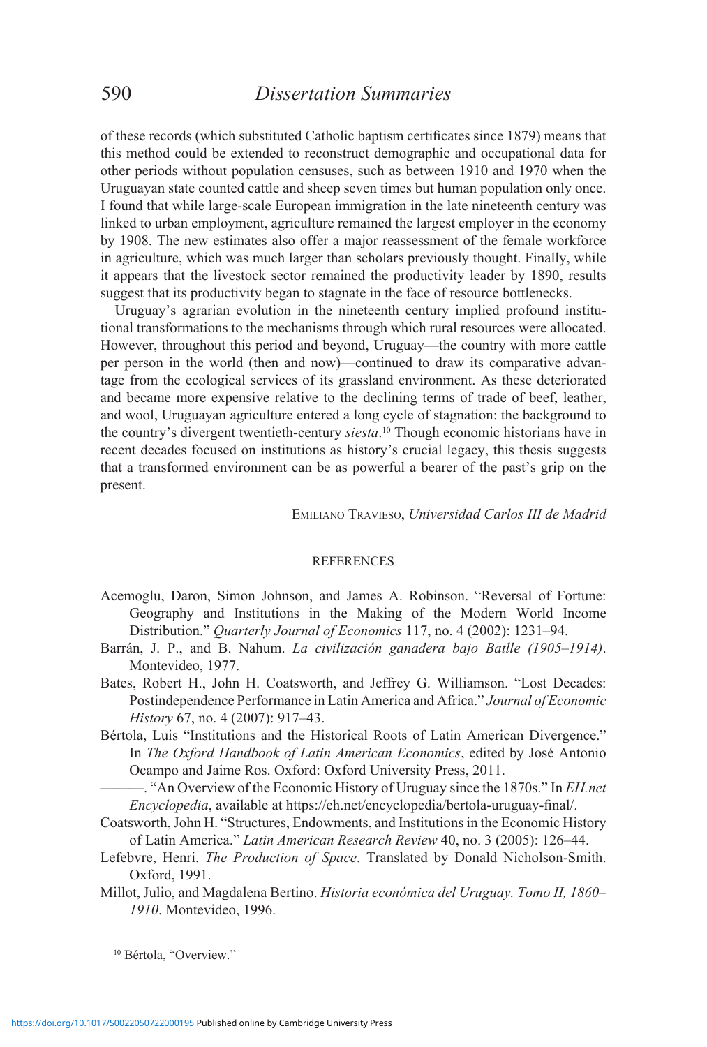of these records (which substituted Catholic baptism certificates since 1879) means that this method could be extended to reconstruct demographic and occupational data for other periods without population censuses, such as between 1910 and 1970 when the Uruguayan state counted cattle and sheep seven times but human population only once. I found that while large-scale European immigration in the late nineteenth century was linked to urban employment, agriculture remained the largest employer in the economy by 1908. The new estimates also offer a major reassessment of the female workforce in agriculture, which was much larger than scholars previously thought. Finally, while it appears that the livestock sector remained the productivity leader by 1890, results suggest that its productivity began to stagnate in the face of resource bottlenecks.

Uruguay's agrarian evolution in the nineteenth century implied profound institutional transformations to the mechanisms through which rural resources were allocated. However, throughout this period and beyond, Uruguay—the country with more cattle per person in the world (then and now)—continued to draw its comparative advantage from the ecological services of its grassland environment. As these deteriorated and became more expensive relative to the declining terms of trade of beef, leather, and wool, Uruguayan agriculture entered a long cycle of stagnation: the background to the country's divergent twentieth-century *siesta*.[10] Though economic historians have in recent decades focused on institutions as history's crucial legacy, this thesis suggests that a transformed environment can be as powerful a bearer of the past's grip on the present.

Emiliano Travieso, *Universidad Carlos III de Madrid*

## REFERENCES

Acemoglu, Daron, Simon Johnson, and James A. Robinson. "Reversal of Fortune: Geography and Institutions in the Making of the Modern World Income Distribution." *Quarterly Journal of Economics* 117, no. 4 (2002): 1231–94.

Barrán, J. P., and B. Nahum. *La civilización ganadera bajo Batlle (1905–1914)*. Montevideo, 1977.

Bates, Robert H., John H. Coatsworth, and Jeffrey G. Williamson. "Lost Decades: Postindependence Performance in Latin America and Africa." *Journal of Economic History* 67, no. 4 (2007): 917–43.

Bértola, Luis "Institutions and the Historical Roots of Latin American Divergence." In *The Oxford Handbook of Latin American Economics*, edited by José Antonio Ocampo and Jaime Ros. Oxford: Oxford University Press, 2011.

———. "An Overview of the Economic History of Uruguay since the 1870s." In *EH.net Encyclopedia*, available at https://eh.net/encyclopedia/bertola-uruguay-final/.

Coatsworth, John H. "Structures, Endowments, and Institutions in the Economic History of Latin America." *Latin American Research Review* 40, no. 3 (2005): 126–44.

Lefebvre, Henri. *The Production of Space*. Translated by Donald Nicholson-Smith. Oxford, 1991.

Millot, Julio, and Magdalena Bertino. *Historia económica del Uruguay. Tomo II, 1860–1910*. Montevideo, 1996.

[10] Bértola, "Overview."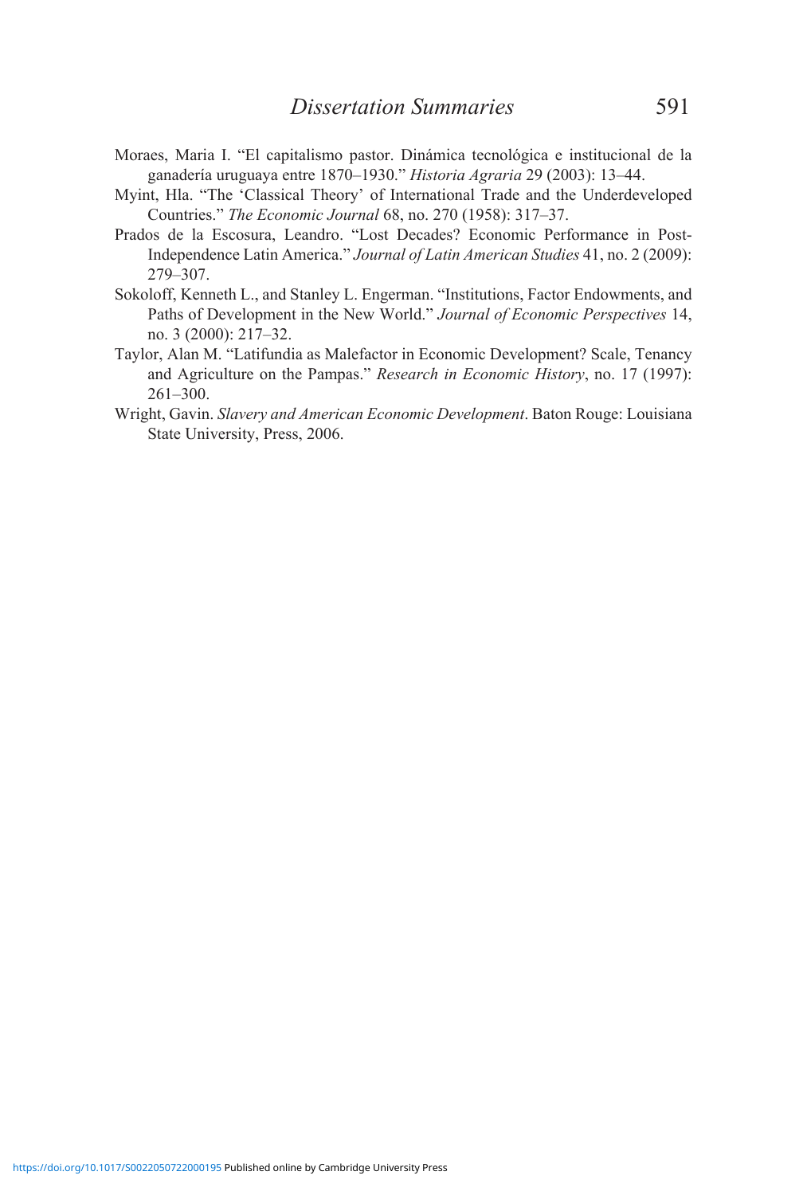Moraes, Maria I. "El capitalismo pastor. Dinámica tecnológica e institucional de la ganadería uruguaya entre 1870–1930." *Historia Agraria* 29 (2003): 13–44.

Myint, Hla. "The 'Classical Theory' of International Trade and the Underdeveloped Countries." *The Economic Journal* 68, no. 270 (1958): 317–37.

Prados de la Escosura, Leandro. "Lost Decades? Economic Performance in Post-Independence Latin America." *Journal of Latin American Studies* 41, no. 2 (2009): 279–307.

Sokoloff, Kenneth L., and Stanley L. Engerman. "Institutions, Factor Endowments, and Paths of Development in the New World." *Journal of Economic Perspectives* 14, no. 3 (2000): 217–32.

Taylor, Alan M. "Latifundia as Malefactor in Economic Development? Scale, Tenancy and Agriculture on the Pampas." *Research in Economic History*, no. 17 (1997): 261–300.

Wright, Gavin. *Slavery and American Economic Development*. Baton Rouge: Louisiana State University, Press, 2006.